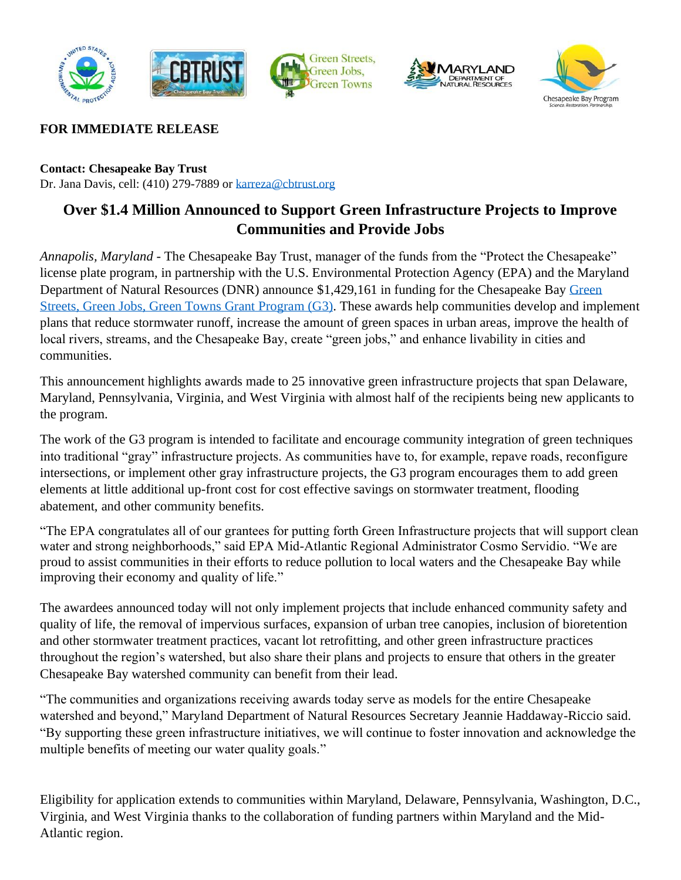**FOR IMMEDIATE RELEASE**

**Contact: Chesapeake Bay Trust**
Dr. Jana Davis, cell: (410) 279-7889 or karreza@cbtrust.org

## Over $1.4 Million Announced to Support Green Infrastructure Projects to Improve Communities and Provide Jobs

*Annapolis, Maryland* - The Chesapeake Bay Trust, manager of the funds from the "Protect the Chesapeake" license plate program, in partnership with the U.S. Environmental Protection Agency (EPA) and the Maryland Department of Natural Resources (DNR) announce $1,429,161 in funding for the Chesapeake Bay Green Streets, Green Jobs, Green Towns Grant Program (G3). These awards help communities develop and implement plans that reduce stormwater runoff, increase the amount of green spaces in urban areas, improve the health of local rivers, streams, and the Chesapeake Bay, create "green jobs," and enhance livability in cities and communities.

This announcement highlights awards made to 25 innovative green infrastructure projects that span Delaware, Maryland, Pennsylvania, Virginia, and West Virginia with almost half of the recipients being new applicants to the program.

The work of the G3 program is intended to facilitate and encourage community integration of green techniques into traditional "gray" infrastructure projects. As communities have to, for example, repave roads, reconfigure intersections, or implement other gray infrastructure projects, the G3 program encourages them to add green elements at little additional up-front cost for cost effective savings on stormwater treatment, flooding abatement, and other community benefits.

"The EPA congratulates all of our grantees for putting forth Green Infrastructure projects that will support clean water and strong neighborhoods," said EPA Mid-Atlantic Regional Administrator Cosmo Servidio. "We are proud to assist communities in their efforts to reduce pollution to local waters and the Chesapeake Bay while improving their economy and quality of life."

The awardees announced today will not only implement projects that include enhanced community safety and quality of life, the removal of impervious surfaces, expansion of urban tree canopies, inclusion of bioretention and other stormwater treatment practices, vacant lot retrofitting, and other green infrastructure practices throughout the region's watershed, but also share their plans and projects to ensure that others in the greater Chesapeake Bay watershed community can benefit from their lead.

"The communities and organizations receiving awards today serve as models for the entire Chesapeake watershed and beyond," Maryland Department of Natural Resources Secretary Jeannie Haddaway-Riccio said. "By supporting these green infrastructure initiatives, we will continue to foster innovation and acknowledge the multiple benefits of meeting our water quality goals."

Eligibility for application extends to communities within Maryland, Delaware, Pennsylvania, Washington, D.C., Virginia, and West Virginia thanks to the collaboration of funding partners within Maryland and the Mid-Atlantic region.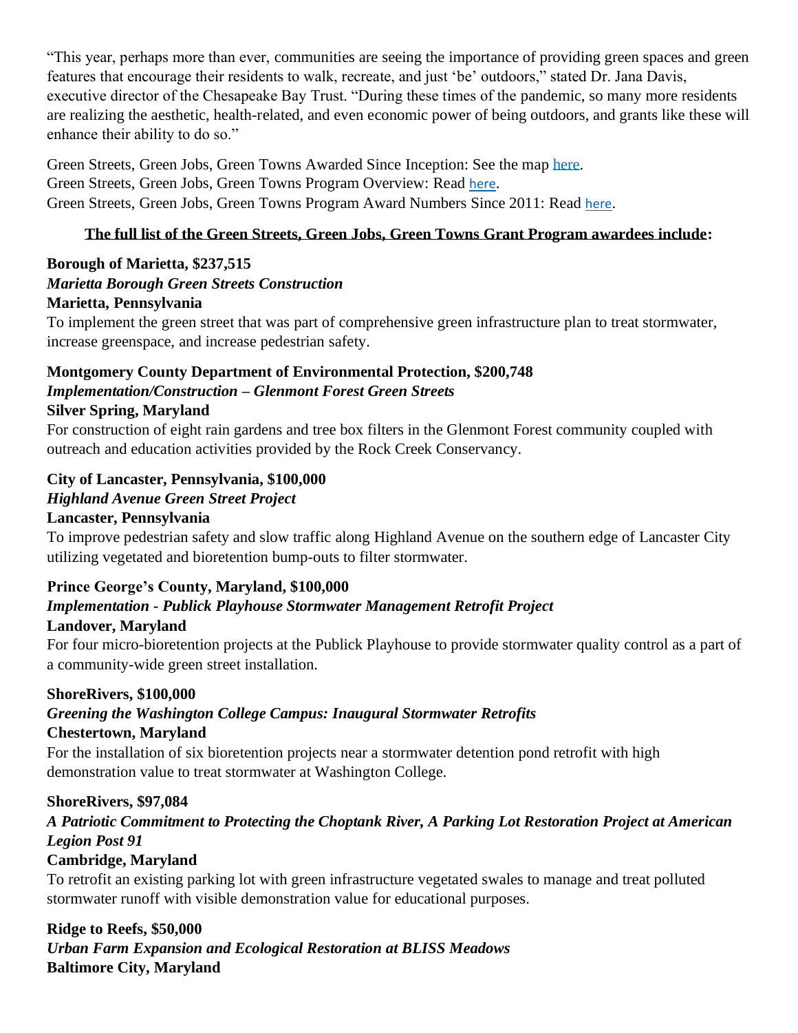“This year, perhaps more than ever, communities are seeing the importance of providing green spaces and green features that encourage their residents to walk, recreate, and just ‘be’ outdoors,” stated Dr. Jana Davis, executive director of the Chesapeake Bay Trust. “During these times of the pandemic, so many more residents are realizing the aesthetic, health-related, and even economic power of being outdoors, and grants like these will enhance their ability to do so.”

Green Streets, Green Jobs, Green Towns Awarded Since Inception: See the map here.
Green Streets, Green Jobs, Green Towns Program Overview: Read here.
Green Streets, Green Jobs, Green Towns Program Award Numbers Since 2011: Read here.

**The full list of the Green Streets, Green Jobs, Green Towns Grant Program awardees include:**

**Borough of Marietta, $237,515**
***Marietta Borough Green Streets Construction***
**Marietta, Pennsylvania**
To implement the green street that was part of comprehensive green infrastructure plan to treat stormwater, increase greenspace, and increase pedestrian safety.

**Montgomery County Department of Environmental Protection, $200,748**
***Implementation/Construction – Glenmont Forest Green Streets***
**Silver Spring, Maryland**
For construction of eight rain gardens and tree box filters in the Glenmont Forest community coupled with outreach and education activities provided by the Rock Creek Conservancy.

**City of Lancaster, Pennsylvania, $100,000**
***Highland Avenue Green Street Project***
**Lancaster, Pennsylvania**
To improve pedestrian safety and slow traffic along Highland Avenue on the southern edge of Lancaster City utilizing vegetated and bioretention bump-outs to filter stormwater.

**Prince George’s County, Maryland, $100,000**
***Implementation - Publick Playhouse Stormwater Management Retrofit Project***
**Landover, Maryland**
For four micro-bioretention projects at the Publick Playhouse to provide stormwater quality control as a part of a community-wide green street installation.

**ShoreRivers, $100,000**
***Greening the Washington College Campus: Inaugural Stormwater Retrofits***
**Chestertown, Maryland**
For the installation of six bioretention projects near a stormwater detention pond retrofit with high demonstration value to treat stormwater at Washington College.

**ShoreRivers, $97,084**
***A Patriotic Commitment to Protecting the Choptank River, A Parking Lot Restoration Project at American Legion Post 91***
**Cambridge, Maryland**
To retrofit an existing parking lot with green infrastructure vegetated swales to manage and treat polluted stormwater runoff with visible demonstration value for educational purposes.

**Ridge to Reefs, $50,000**
***Urban Farm Expansion and Ecological Restoration at BLISS Meadows***
**Baltimore City, Maryland**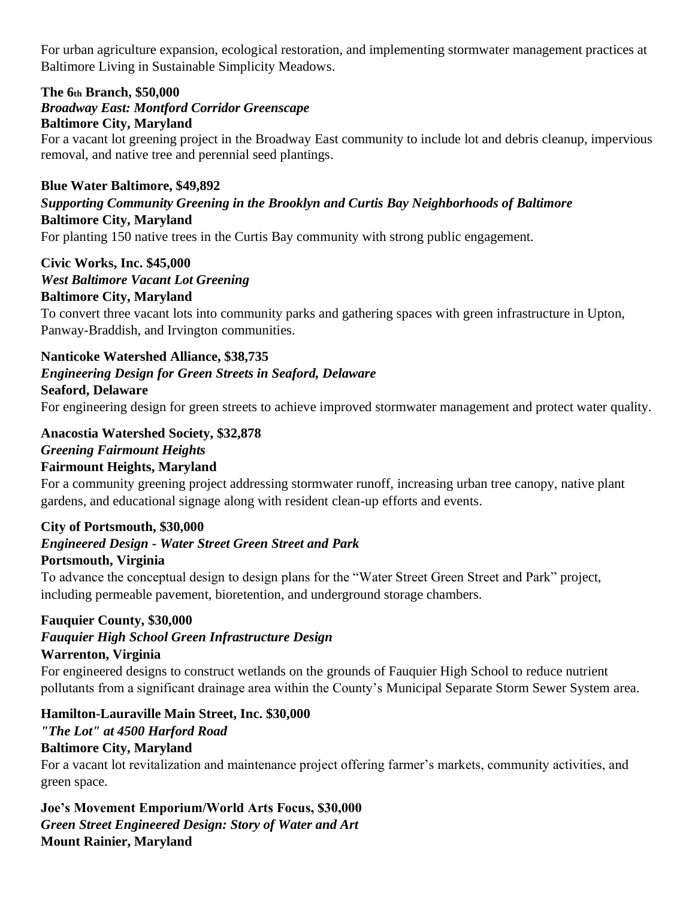For urban agriculture expansion, ecological restoration, and implementing stormwater management practices at Baltimore Living in Sustainable Simplicity Meadows.

**The 6th Branch, $50,000**
***Broadway East: Montford Corridor Greenscape***
**Baltimore City, Maryland**
For a vacant lot greening project in the Broadway East community to include lot and debris cleanup, impervious removal, and native tree and perennial seed plantings.

**Blue Water Baltimore, $49,892**
***Supporting Community Greening in the Brooklyn and Curtis Bay Neighborhoods of Baltimore***
**Baltimore City, Maryland**
For planting 150 native trees in the Curtis Bay community with strong public engagement.

**Civic Works, Inc. $45,000**
***West Baltimore Vacant Lot Greening***
**Baltimore City, Maryland**
To convert three vacant lots into community parks and gathering spaces with green infrastructure in Upton, Panway-Braddish, and Irvington communities.

**Nanticoke Watershed Alliance, $38,735**
***Engineering Design for Green Streets in Seaford, Delaware***
**Seaford, Delaware**
For engineering design for green streets to achieve improved stormwater management and protect water quality.

**Anacostia Watershed Society, $32,878**
***Greening Fairmount Heights***
**Fairmount Heights, Maryland**
For a community greening project addressing stormwater runoff, increasing urban tree canopy, native plant gardens, and educational signage along with resident clean-up efforts and events.

**City of Portsmouth, $30,000**
***Engineered Design - Water Street Green Street and Park***
**Portsmouth, Virginia**
To advance the conceptual design to design plans for the "Water Street Green Street and Park" project, including permeable pavement, bioretention, and underground storage chambers.

**Fauquier County, $30,000**
***Fauquier High School Green Infrastructure Design***
**Warrenton, Virginia**
For engineered designs to construct wetlands on the grounds of Fauquier High School to reduce nutrient pollutants from a significant drainage area within the County's Municipal Separate Storm Sewer System area.

**Hamilton-Lauraville Main Street, Inc. $30,000**
***"The Lot" at 4500 Harford Road***
**Baltimore City, Maryland**
For a vacant lot revitalization and maintenance project offering farmer's markets, community activities, and green space.

**Joe's Movement Emporium/World Arts Focus, $30,000**
***Green Street Engineered Design: Story of Water and Art***
**Mount Rainier, Maryland**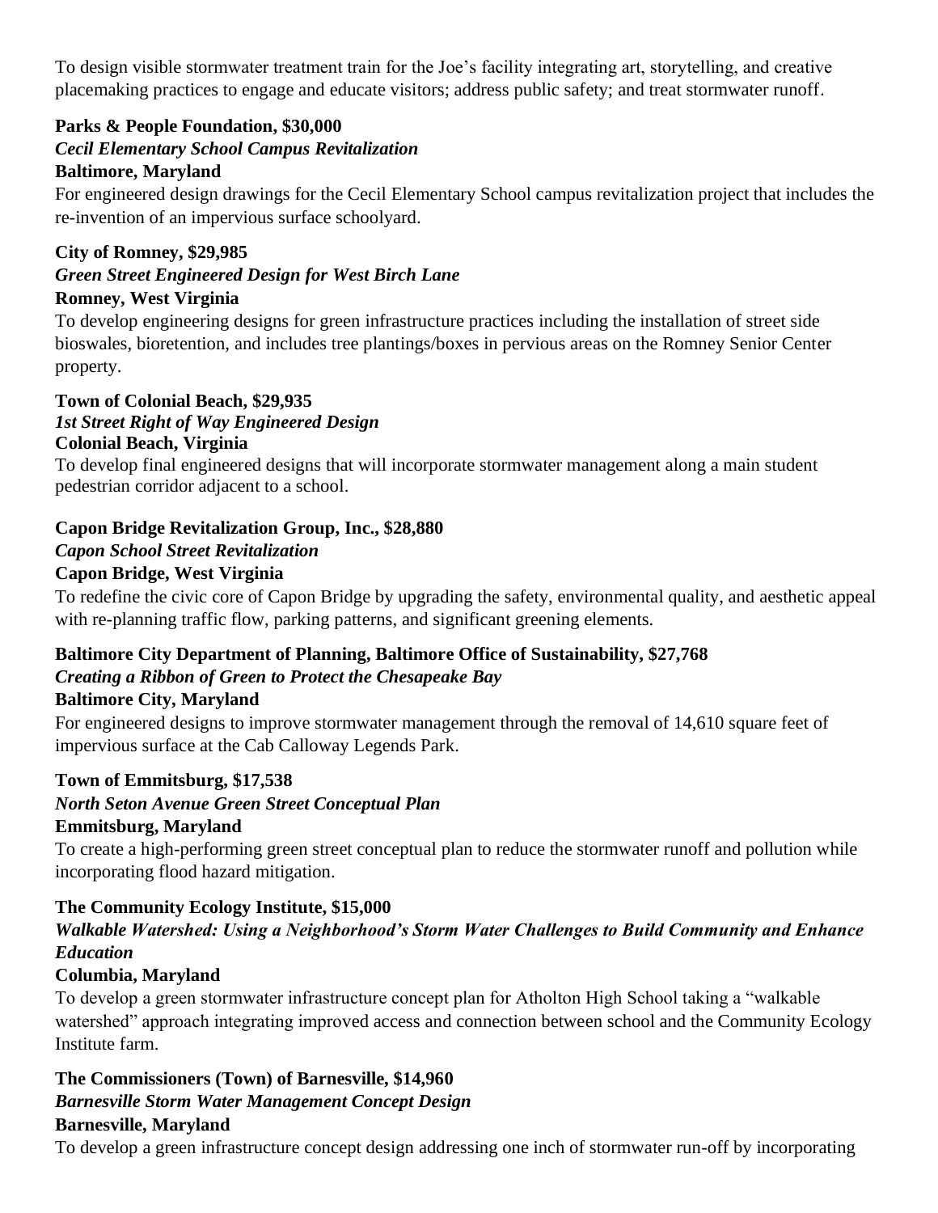To design visible stormwater treatment train for the Joe's facility integrating art, storytelling, and creative placemaking practices to engage and educate visitors; address public safety; and treat stormwater runoff.

**Parks & People Foundation, $30,000**
***Cecil Elementary School Campus Revitalization***
**Baltimore, Maryland**
For engineered design drawings for the Cecil Elementary School campus revitalization project that includes the re-invention of an impervious surface schoolyard.

**City of Romney, $29,985**
***Green Street Engineered Design for West Birch Lane***
**Romney, West Virginia**
To develop engineering designs for green infrastructure practices including the installation of street side bioswales, bioretention, and includes tree plantings/boxes in pervious areas on the Romney Senior Center property.

**Town of Colonial Beach, $29,935**
***1st Street Right of Way Engineered Design***
**Colonial Beach, Virginia**
To develop final engineered designs that will incorporate stormwater management along a main student pedestrian corridor adjacent to a school.

**Capon Bridge Revitalization Group, Inc., $28,880**
***Capon School Street Revitalization***
**Capon Bridge, West Virginia**
To redefine the civic core of Capon Bridge by upgrading the safety, environmental quality, and aesthetic appeal with re-planning traffic flow, parking patterns, and significant greening elements.

**Baltimore City Department of Planning, Baltimore Office of Sustainability, $27,768**
***Creating a Ribbon of Green to Protect the Chesapeake Bay***
**Baltimore City, Maryland**
For engineered designs to improve stormwater management through the removal of 14,610 square feet of impervious surface at the Cab Calloway Legends Park.

**Town of Emmitsburg, $17,538**
***North Seton Avenue Green Street Conceptual Plan***
**Emmitsburg, Maryland**
To create a high-performing green street conceptual plan to reduce the stormwater runoff and pollution while incorporating flood hazard mitigation.

**The Community Ecology Institute, $15,000**
***Walkable Watershed: Using a Neighborhood's Storm Water Challenges to Build Community and Enhance Education***
**Columbia, Maryland**
To develop a green stormwater infrastructure concept plan for Atholton High School taking a "walkable watershed" approach integrating improved access and connection between school and the Community Ecology Institute farm.

**The Commissioners (Town) of Barnesville, $14,960**
***Barnesville Storm Water Management Concept Design***
**Barnesville, Maryland**
To develop a green infrastructure concept design addressing one inch of stormwater run-off by incorporating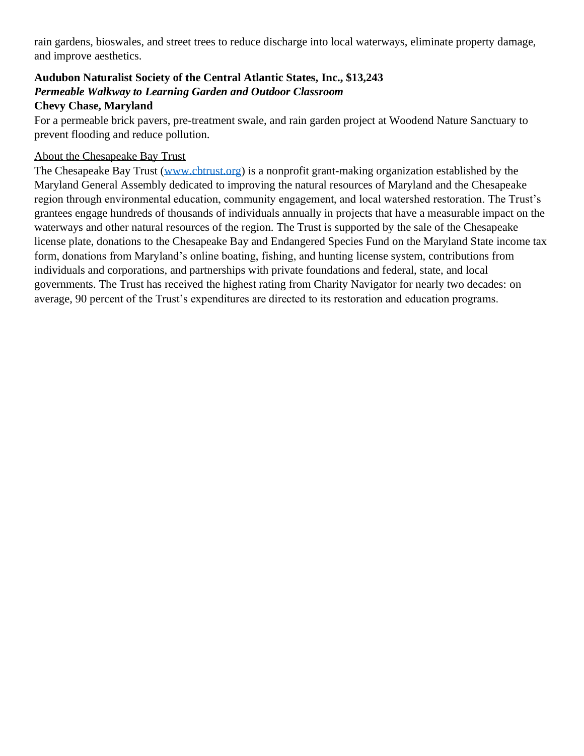rain gardens, bioswales, and street trees to reduce discharge into local waterways, eliminate property damage, and improve aesthetics.

**Audubon Naturalist Society of the Central Atlantic States, Inc., $13,243**
***Permeable Walkway to Learning Garden and Outdoor Classroom***
**Chevy Chase, Maryland**
For a permeable brick pavers, pre-treatment swale, and rain garden project at Woodend Nature Sanctuary to prevent flooding and reduce pollution.

About the Chesapeake Bay Trust

The Chesapeake Bay Trust (www.cbtrust.org) is a nonprofit grant-making organization established by the Maryland General Assembly dedicated to improving the natural resources of Maryland and the Chesapeake region through environmental education, community engagement, and local watershed restoration. The Trust's grantees engage hundreds of thousands of individuals annually in projects that have a measurable impact on the waterways and other natural resources of the region. The Trust is supported by the sale of the Chesapeake license plate, donations to the Chesapeake Bay and Endangered Species Fund on the Maryland State income tax form, donations from Maryland's online boating, fishing, and hunting license system, contributions from individuals and corporations, and partnerships with private foundations and federal, state, and local governments. The Trust has received the highest rating from Charity Navigator for nearly two decades: on average, 90 percent of the Trust's expenditures are directed to its restoration and education programs.